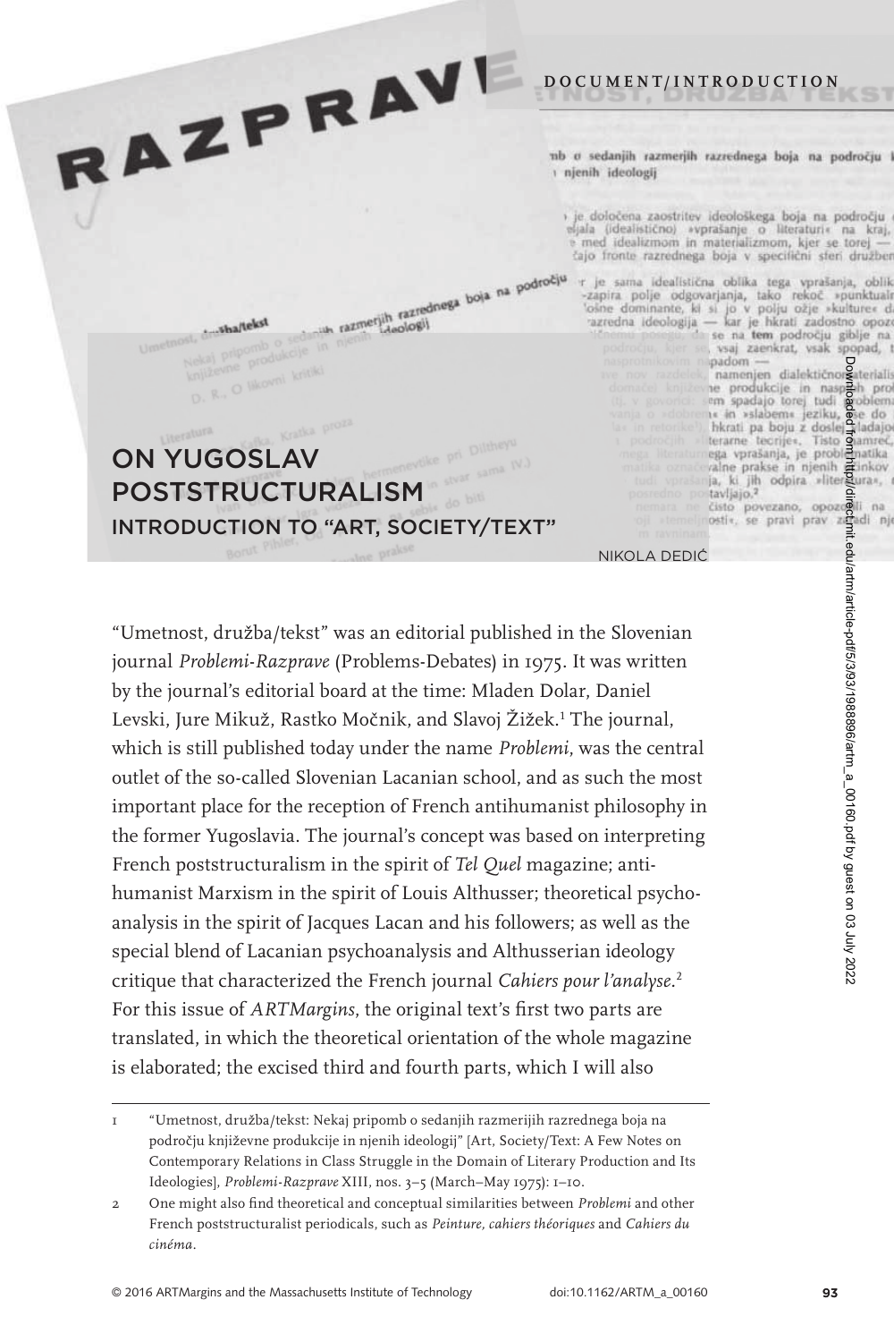DOCUMENT/INTRODUCTION

# ON YUGOSLAV POSTSTRUCTURALISM

## INTRODUCTION TO "ART, SOCIETY/TEXT"

NIKOLA DEDIĆ

"Umetnost, družba/tekst" was an editorial published in the Slovenian journal *Problemi-Razprave* (Problems-Debates) in 1975. It was written by the journal's editorial board at the time: Mladen Dolar, Daniel Levski, Jure Mikuž, Rastko Močnik, and Slavoj Žižek.[1] The journal, which is still published today under the name *Problemi*, was the central outlet of the so-called Slovenian Lacanian school, and as such the most important place for the reception of French antihumanist philosophy in the former Yugoslavia. The journal's concept was based on interpreting French poststructuralism in the spirit of *Tel Quel* magazine; anti-humanist Marxism in the spirit of Louis Althusser; theoretical psycho-analysis in the spirit of Jacques Lacan and his followers; as well as the special blend of Lacanian psychoanalysis and Althusserian ideology critique that characterized the French journal *Cahiers pour l'analyse*.[2] For this issue of *ARTMargins*, the original text's first two parts are translated, in which the theoretical orientation of the whole magazine is elaborated; the excised third and fourth parts, which I will also

---

1 "Umetnost, družba/tekst: Nekaj pripomb o sedanjih razmerijih razrednega boja na področju književne produkcije in njenih ideologij" [Art, Society/Text: A Few Notes on Contemporary Relations in Class Struggle in the Domain of Literary Production and Its Ideologies], *Problemi-Razprave* XIII, nos. 3–5 (March–May 1975): 1–10.

2 One might also find theoretical and conceptual similarities between *Problemi* and other French poststructuralist periodicals, such as *Peinture, cahiers théoriques* and *Cahiers du cinéma*.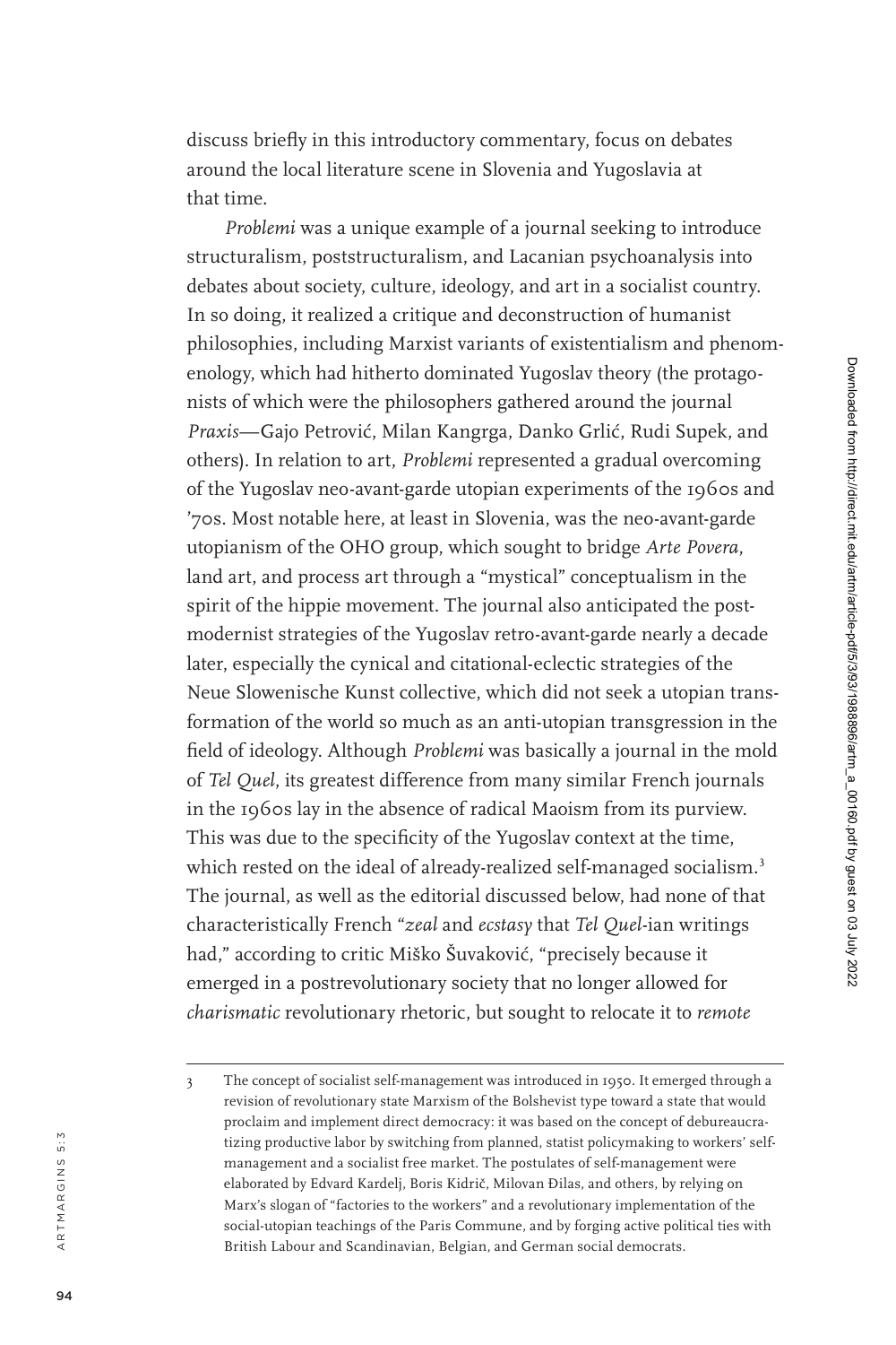discuss briefly in this introductory commentary, focus on debates around the local literature scene in Slovenia and Yugoslavia at that time.

*Problemi* was a unique example of a journal seeking to introduce structuralism, poststructuralism, and Lacanian psychoanalysis into debates about society, culture, ideology, and art in a socialist country. In so doing, it realized a critique and deconstruction of humanist philosophies, including Marxist variants of existentialism and phenomenology, which had hitherto dominated Yugoslav theory (the protagonists of which were the philosophers gathered around the journal *Praxis*—Gajo Petrović, Milan Kangrga, Danko Grlić, Rudi Supek, and others). In relation to art, *Problemi* represented a gradual overcoming of the Yugoslav neo-avant-garde utopian experiments of the 1960s and '70s. Most notable here, at least in Slovenia, was the neo-avant-garde utopianism of the OHO group, which sought to bridge *Arte Povera*, land art, and process art through a "mystical" conceptualism in the spirit of the hippie movement. The journal also anticipated the postmodernist strategies of the Yugoslav retro-avant-garde nearly a decade later, especially the cynical and citational-eclectic strategies of the Neue Slowenische Kunst collective, which did not seek a utopian transformation of the world so much as an anti-utopian transgression in the field of ideology. Although *Problemi* was basically a journal in the mold of *Tel Quel*, its greatest difference from many similar French journals in the 1960s lay in the absence of radical Maoism from its purview. This was due to the specificity of the Yugoslav context at the time, which rested on the ideal of already-realized self-managed socialism.[3] The journal, as well as the editorial discussed below, had none of that characteristically French "*zeal* and *ecstasy* that *Tel Quel*-ian writings had," according to critic Miško Šuvaković, "precisely because it emerged in a postrevolutionary society that no longer allowed for *charismatic* revolutionary rhetoric, but sought to relocate it to *remote*

3 The concept of socialist self-management was introduced in 1950. It emerged through a revision of revolutionary state Marxism of the Bolshevist type toward a state that would proclaim and implement direct democracy: it was based on the concept of debureaucratizing productive labor by switching from planned, statist policymaking to workers' self-management and a socialist free market. The postulates of self-management were elaborated by Edvard Kardelj, Boris Kidrič, Milovan Đilas, and others, by relying on Marx's slogan of "factories to the workers" and a revolutionary implementation of the social-utopian teachings of the Paris Commune, and by forging active political ties with British Labour and Scandinavian, Belgian, and German social democrats.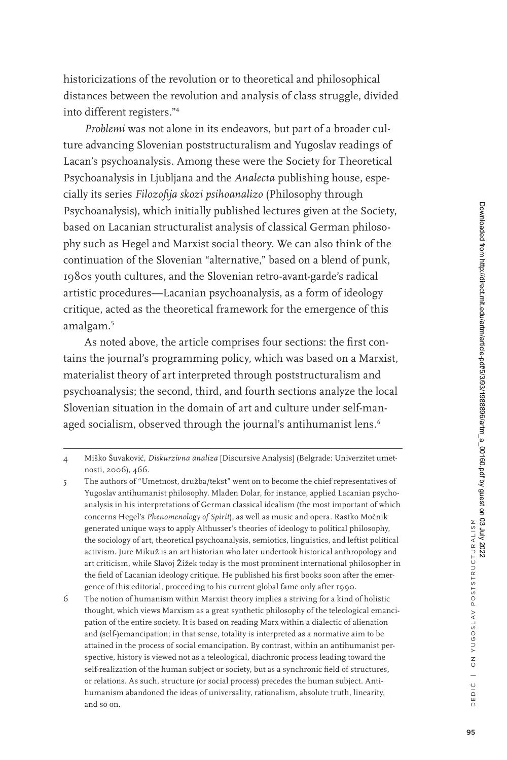historicizations of the revolution or to theoretical and philosophical distances between the revolution and analysis of class struggle, divided into different registers."[4]

*Problemi* was not alone in its endeavors, but part of a broader culture advancing Slovenian poststructuralism and Yugoslav readings of Lacan's psychoanalysis. Among these were the Society for Theoretical Psychoanalysis in Ljubljana and the *Analecta* publishing house, especially its series *Filozofija skozi psihoanalizo* (Philosophy through Psychoanalysis), which initially published lectures given at the Society, based on Lacanian structuralist analysis of classical German philosophy such as Hegel and Marxist social theory. We can also think of the continuation of the Slovenian "alternative," based on a blend of punk, 1980s youth cultures, and the Slovenian retro-avant-garde's radical artistic procedures—Lacanian psychoanalysis, as a form of ideology critique, acted as the theoretical framework for the emergence of this amalgam.[5]

As noted above, the article comprises four sections: the first contains the journal's programming policy, which was based on a Marxist, materialist theory of art interpreted through poststructuralism and psychoanalysis; the second, third, and fourth sections analyze the local Slovenian situation in the domain of art and culture under self-managed socialism, observed through the journal's antihumanist lens.[6]

---

4 Miško Šuvaković, *Diskurzivna analiza* [Discursive Analysis] (Belgrade: Univerzitet umetnosti, 2006), 466.

5 The authors of "Umetnost, družba/tekst" went on to become the chief representatives of Yugoslav antihumanist philosophy. Mladen Dolar, for instance, applied Lacanian psychoanalysis in his interpretations of German classical idealism (the most important of which concerns Hegel's *Phenomenology of Spirit*), as well as music and opera. Rastko Močnik generated unique ways to apply Althusser's theories of ideology to political philosophy, the sociology of art, theoretical psychoanalysis, semiotics, linguistics, and leftist political activism. Jure Mikuž is an art historian who later undertook historical anthropology and art criticism, while Slavoj Žižek today is the most prominent international philosopher in the field of Lacanian ideology critique. He published his first books soon after the emergence of this editorial, proceeding to his current global fame only after 1990.

6 The notion of humanism within Marxist theory implies a striving for a kind of holistic thought, which views Marxism as a great synthetic philosophy of the teleological emancipation of the entire society. It is based on reading Marx within a dialectic of alienation and (self-)emancipation; in that sense, totality is interpreted as a normative aim to be attained in the process of social emancipation. By contrast, within an antihumanist perspective, history is viewed not as a teleological, diachronic process leading toward the self-realization of the human subject or society, but as a synchronic field of structures, or relations. As such, structure (or social process) precedes the human subject. Antihumanism abandoned the ideas of universality, rationalism, absolute truth, linearity, and so on.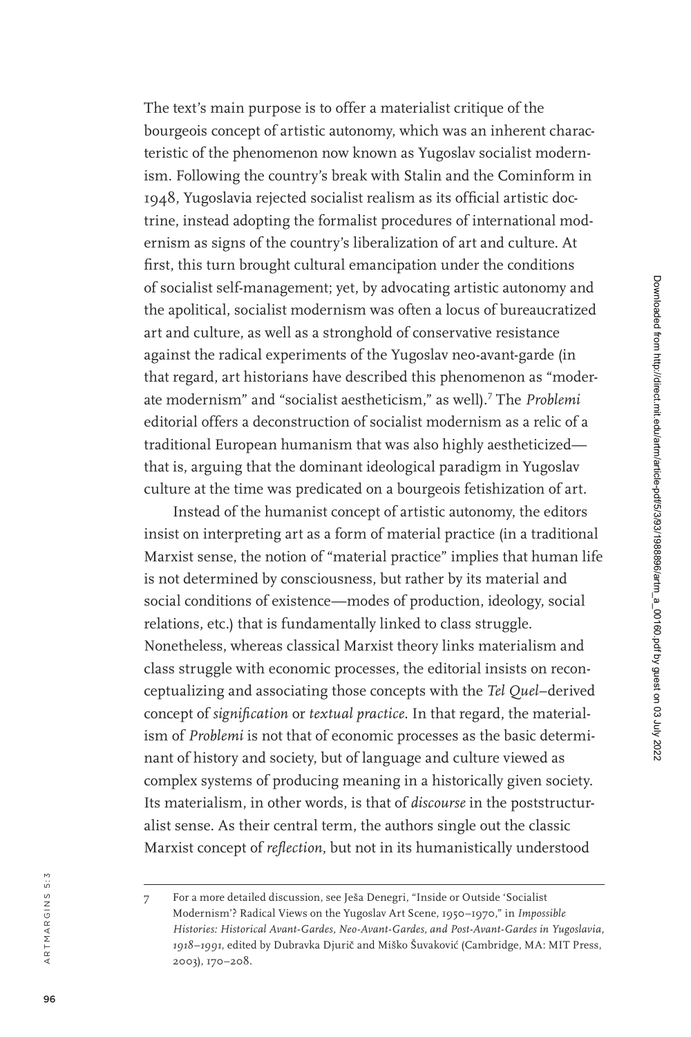The text's main purpose is to offer a materialist critique of the bourgeois concept of artistic autonomy, which was an inherent characteristic of the phenomenon now known as Yugoslav socialist modernism. Following the country's break with Stalin and the Cominform in 1948, Yugoslavia rejected socialist realism as its official artistic doctrine, instead adopting the formalist procedures of international modernism as signs of the country's liberalization of art and culture. At first, this turn brought cultural emancipation under the conditions of socialist self-management; yet, by advocating artistic autonomy and the apolitical, socialist modernism was often a locus of bureaucratized art and culture, as well as a stronghold of conservative resistance against the radical experiments of the Yugoslav neo-avant-garde (in that regard, art historians have described this phenomenon as "moderate modernism" and "socialist aestheticism," as well).[7] The *Problemi* editorial offers a deconstruction of socialist modernism as a relic of a traditional European humanism that was also highly aestheticized—that is, arguing that the dominant ideological paradigm in Yugoslav culture at the time was predicated on a bourgeois fetishization of art.

Instead of the humanist concept of artistic autonomy, the editors insist on interpreting art as a form of material practice (in a traditional Marxist sense, the notion of "material practice" implies that human life is not determined by consciousness, but rather by its material and social conditions of existence—modes of production, ideology, social relations, etc.) that is fundamentally linked to class struggle. Nonetheless, whereas classical Marxist theory links materialism and class struggle with economic processes, the editorial insists on reconceptualizing and associating those concepts with the *Tel Quel*–derived concept of *signification* or *textual practice*. In that regard, the materialism of *Problemi* is not that of economic processes as the basic determinant of history and society, but of language and culture viewed as complex systems of producing meaning in a historically given society. Its materialism, in other words, is that of *discourse* in the poststructuralist sense. As their central term, the authors single out the classic Marxist concept of *reflection*, but not in its humanistically understood

---

7 For a more detailed discussion, see Ješa Denegri, "Inside or Outside 'Socialist Modernism'? Radical Views on the Yugoslav Art Scene, 1950–1970," in *Impossible Histories: Historical Avant-Gardes, Neo-Avant-Gardes, and Post-Avant-Gardes in Yugoslavia, 1918–1991*, edited by Dubravka Djurič and Miško Šuvaković (Cambridge, MA: MIT Press, 2003), 170–208.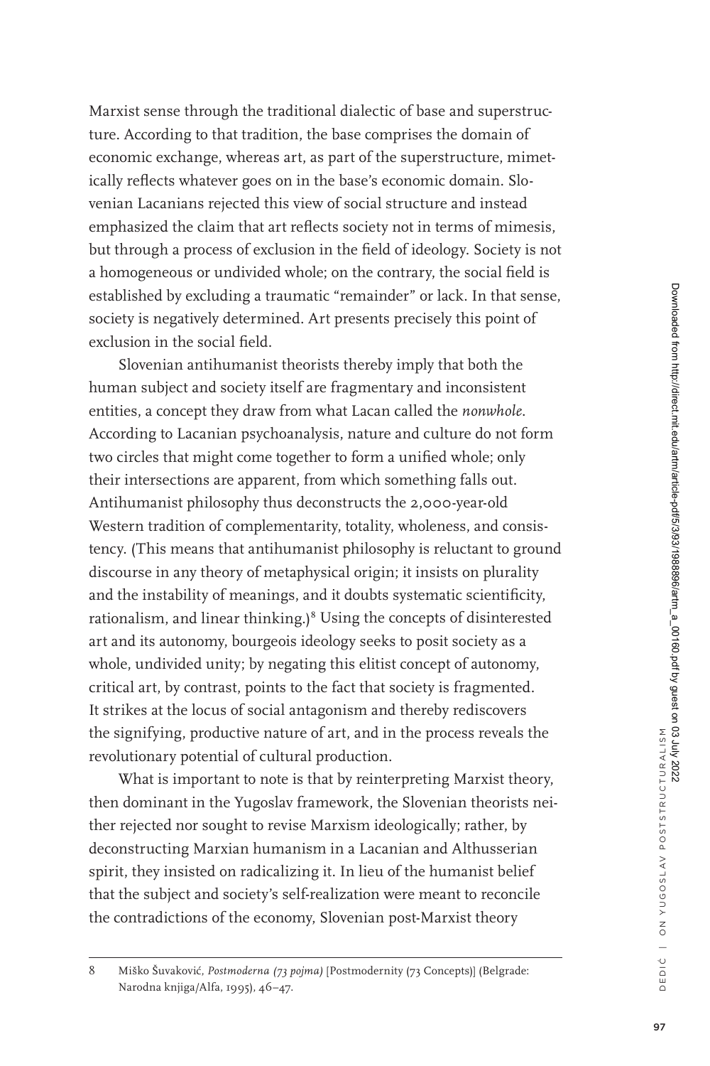Marxist sense through the traditional dialectic of base and superstructure. According to that tradition, the base comprises the domain of economic exchange, whereas art, as part of the superstructure, mimetically reflects whatever goes on in the base's economic domain. Slovenian Lacanians rejected this view of social structure and instead emphasized the claim that art reflects society not in terms of mimesis, but through a process of exclusion in the field of ideology. Society is not a homogeneous or undivided whole; on the contrary, the social field is established by excluding a traumatic "remainder" or lack. In that sense, society is negatively determined. Art presents precisely this point of exclusion in the social field.

Slovenian antihumanist theorists thereby imply that both the human subject and society itself are fragmentary and inconsistent entities, a concept they draw from what Lacan called the *nonwhole*. According to Lacanian psychoanalysis, nature and culture do not form two circles that might come together to form a unified whole; only their intersections are apparent, from which something falls out. Antihumanist philosophy thus deconstructs the 2,000-year-old Western tradition of complementarity, totality, wholeness, and consistency. (This means that antihumanist philosophy is reluctant to ground discourse in any theory of metaphysical origin; it insists on plurality and the instability of meanings, and it doubts systematic scientificity, rationalism, and linear thinking.)[8] Using the concepts of disinterested art and its autonomy, bourgeois ideology seeks to posit society as a whole, undivided unity; by negating this elitist concept of autonomy, critical art, by contrast, points to the fact that society is fragmented. It strikes at the locus of social antagonism and thereby rediscovers the signifying, productive nature of art, and in the process reveals the revolutionary potential of cultural production.

What is important to note is that by reinterpreting Marxist theory, then dominant in the Yugoslav framework, the Slovenian theorists neither rejected nor sought to revise Marxism ideologically; rather, by deconstructing Marxian humanism in a Lacanian and Althusserian spirit, they insisted on radicalizing it. In lieu of the humanist belief that the subject and society's self-realization were meant to reconcile the contradictions of the economy, Slovenian post-Marxist theory

---

8 Miško Šuvaković, *Postmoderna (73 pojma)* [Postmodernity (73 Concepts)] (Belgrade: Narodna knjiga/Alfa, 1995), 46–47.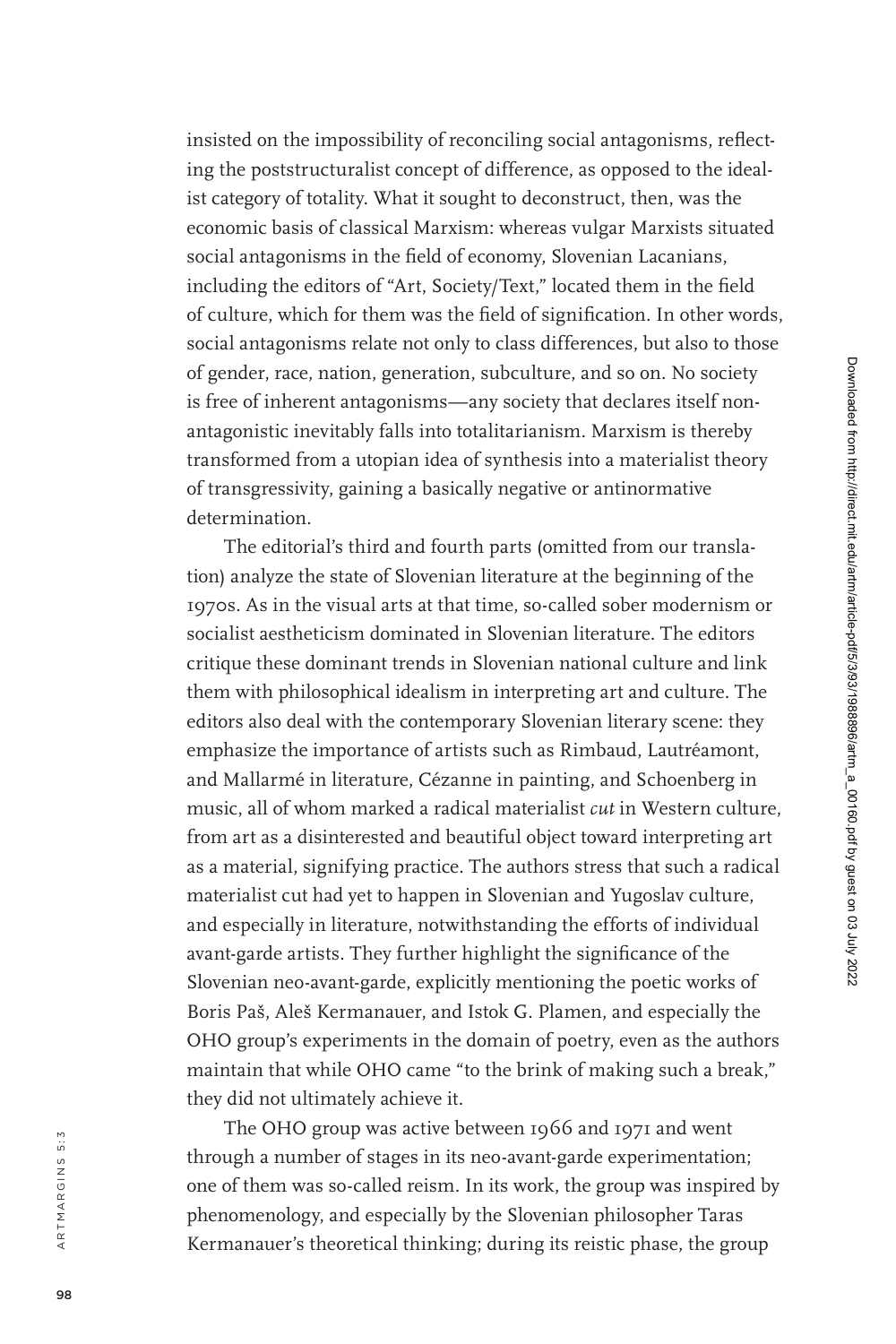insisted on the impossibility of reconciling social antagonisms, reflecting the poststructuralist concept of difference, as opposed to the idealist category of totality. What it sought to deconstruct, then, was the economic basis of classical Marxism: whereas vulgar Marxists situated social antagonisms in the field of economy, Slovenian Lacanians, including the editors of "Art, Society/Text," located them in the field of culture, which for them was the field of signification. In other words, social antagonisms relate not only to class differences, but also to those of gender, race, nation, generation, subculture, and so on. No society is free of inherent antagonisms—any society that declares itself non-antagonistic inevitably falls into totalitarianism. Marxism is thereby transformed from a utopian idea of synthesis into a materialist theory of transgressivity, gaining a basically negative or antinormative determination.

The editorial's third and fourth parts (omitted from our translation) analyze the state of Slovenian literature at the beginning of the 1970s. As in the visual arts at that time, so-called sober modernism or socialist aestheticism dominated in Slovenian literature. The editors critique these dominant trends in Slovenian national culture and link them with philosophical idealism in interpreting art and culture. The editors also deal with the contemporary Slovenian literary scene: they emphasize the importance of artists such as Rimbaud, Lautréamont, and Mallarmé in literature, Cézanne in painting, and Schoenberg in music, all of whom marked a radical materialist *cut* in Western culture, from art as a disinterested and beautiful object toward interpreting art as a material, signifying practice. The authors stress that such a radical materialist cut had yet to happen in Slovenian and Yugoslav culture, and especially in literature, notwithstanding the efforts of individual avant-garde artists. They further highlight the significance of the Slovenian neo-avant-garde, explicitly mentioning the poetic works of Boris Paš, Aleš Kermanauer, and Istok G. Plamen, and especially the OHO group's experiments in the domain of poetry, even as the authors maintain that while OHO came "to the brink of making such a break," they did not ultimately achieve it.

The OHO group was active between 1966 and 1971 and went through a number of stages in its neo-avant-garde experimentation; one of them was so-called reism. In its work, the group was inspired by phenomenology, and especially by the Slovenian philosopher Taras Kermanauer's theoretical thinking; during its reistic phase, the group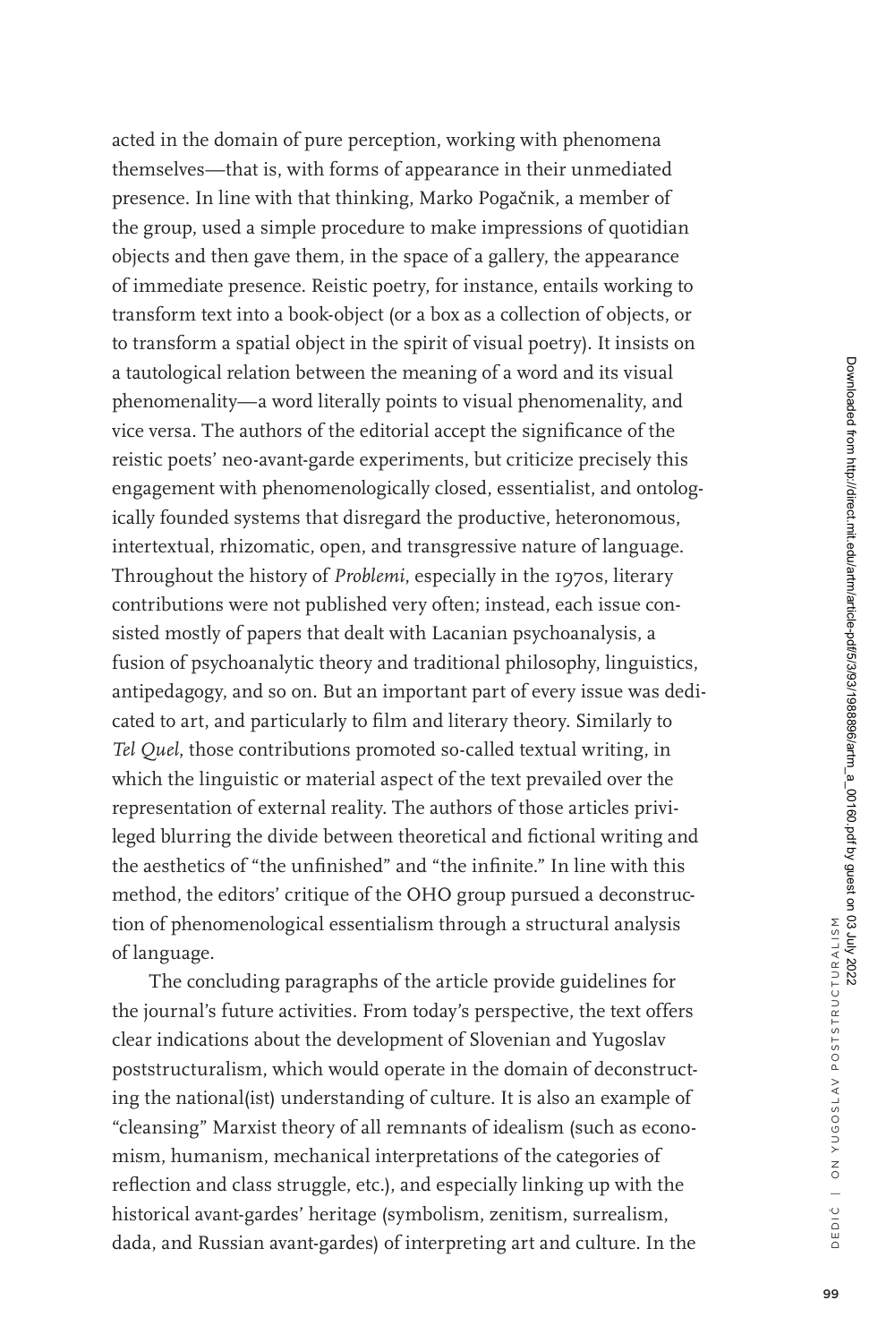acted in the domain of pure perception, working with phenomena themselves—that is, with forms of appearance in their unmediated presence. In line with that thinking, Marko Pogačnik, a member of the group, used a simple procedure to make impressions of quotidian objects and then gave them, in the space of a gallery, the appearance of immediate presence. Reistic poetry, for instance, entails working to transform text into a book-object (or a box as a collection of objects, or to transform a spatial object in the spirit of visual poetry). It insists on a tautological relation between the meaning of a word and its visual phenomenality—a word literally points to visual phenomenality, and vice versa. The authors of the editorial accept the significance of the reistic poets' neo-avant-garde experiments, but criticize precisely this engagement with phenomenologically closed, essentialist, and ontologically founded systems that disregard the productive, heteronomous, intertextual, rhizomatic, open, and transgressive nature of language. Throughout the history of *Problemi*, especially in the 1970s, literary contributions were not published very often; instead, each issue consisted mostly of papers that dealt with Lacanian psychoanalysis, a fusion of psychoanalytic theory and traditional philosophy, linguistics, antipedagogy, and so on. But an important part of every issue was dedicated to art, and particularly to film and literary theory. Similarly to *Tel Quel*, those contributions promoted so-called textual writing, in which the linguistic or material aspect of the text prevailed over the representation of external reality. The authors of those articles privileged blurring the divide between theoretical and fictional writing and the aesthetics of "the unfinished" and "the infinite." In line with this method, the editors' critique of the OHO group pursued a deconstruction of phenomenological essentialism through a structural analysis of language.

The concluding paragraphs of the article provide guidelines for the journal's future activities. From today's perspective, the text offers clear indications about the development of Slovenian and Yugoslav poststructuralism, which would operate in the domain of deconstructing the national(ist) understanding of culture. It is also an example of "cleansing" Marxist theory of all remnants of idealism (such as economism, humanism, mechanical interpretations of the categories of reflection and class struggle, etc.), and especially linking up with the historical avant-gardes' heritage (symbolism, zenitism, surrealism, dada, and Russian avant-gardes) of interpreting art and culture. In the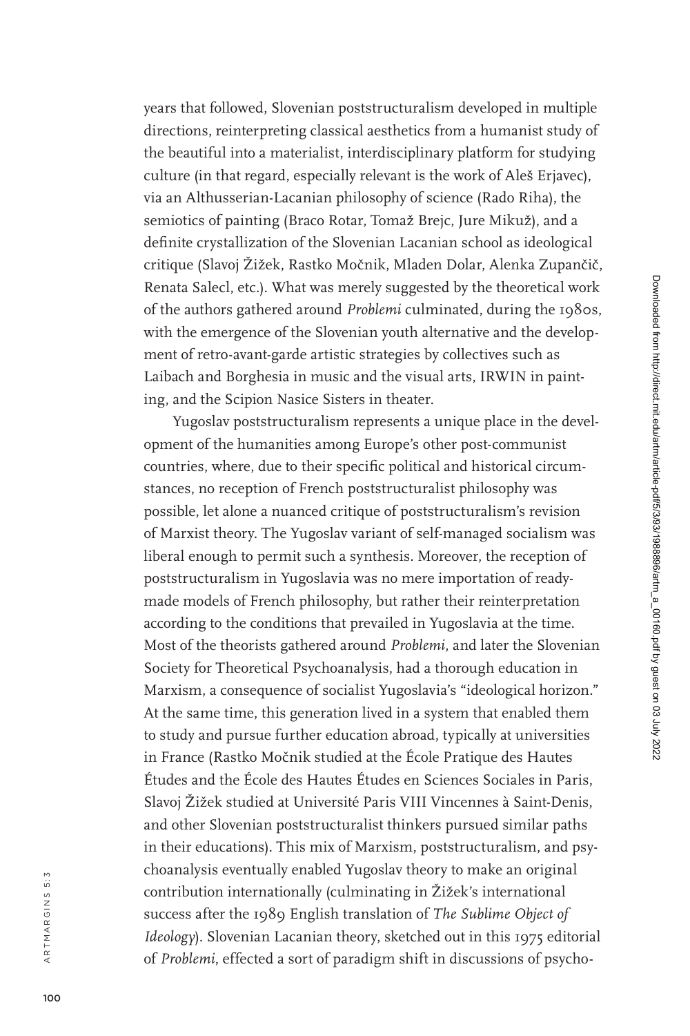years that followed, Slovenian poststructuralism developed in multiple directions, reinterpreting classical aesthetics from a humanist study of the beautiful into a materialist, interdisciplinary platform for studying culture (in that regard, especially relevant is the work of Aleš Erjavec), via an Althusserian-Lacanian philosophy of science (Rado Riha), the semiotics of painting (Braco Rotar, Tomaž Brejc, Jure Mikuž), and a definite crystallization of the Slovenian Lacanian school as ideological critique (Slavoj Žižek, Rastko Močnik, Mladen Dolar, Alenka Zupančič, Renata Salecl, etc.). What was merely suggested by the theoretical work of the authors gathered around *Problemi* culminated, during the 1980s, with the emergence of the Slovenian youth alternative and the development of retro-avant-garde artistic strategies by collectives such as Laibach and Borghesia in music and the visual arts, IRWIN in painting, and the Scipion Nasice Sisters in theater.

Yugoslav poststructuralism represents a unique place in the development of the humanities among Europe's other post-communist countries, where, due to their specific political and historical circumstances, no reception of French poststructuralist philosophy was possible, let alone a nuanced critique of poststructuralism's revision of Marxist theory. The Yugoslav variant of self-managed socialism was liberal enough to permit such a synthesis. Moreover, the reception of poststructuralism in Yugoslavia was no mere importation of ready-made models of French philosophy, but rather their reinterpretation according to the conditions that prevailed in Yugoslavia at the time. Most of the theorists gathered around *Problemi*, and later the Slovenian Society for Theoretical Psychoanalysis, had a thorough education in Marxism, a consequence of socialist Yugoslavia's "ideological horizon." At the same time, this generation lived in a system that enabled them to study and pursue further education abroad, typically at universities in France (Rastko Močnik studied at the École Pratique des Hautes Études and the École des Hautes Études en Sciences Sociales in Paris, Slavoj Žižek studied at Université Paris VIII Vincennes à Saint-Denis, and other Slovenian poststructuralist thinkers pursued similar paths in their educations). This mix of Marxism, poststructuralism, and psychoanalysis eventually enabled Yugoslav theory to make an original contribution internationally (culminating in Žižek's international success after the 1989 English translation of *The Sublime Object of Ideology*). Slovenian Lacanian theory, sketched out in this 1975 editorial of *Problemi*, effected a sort of paradigm shift in discussions of psycho-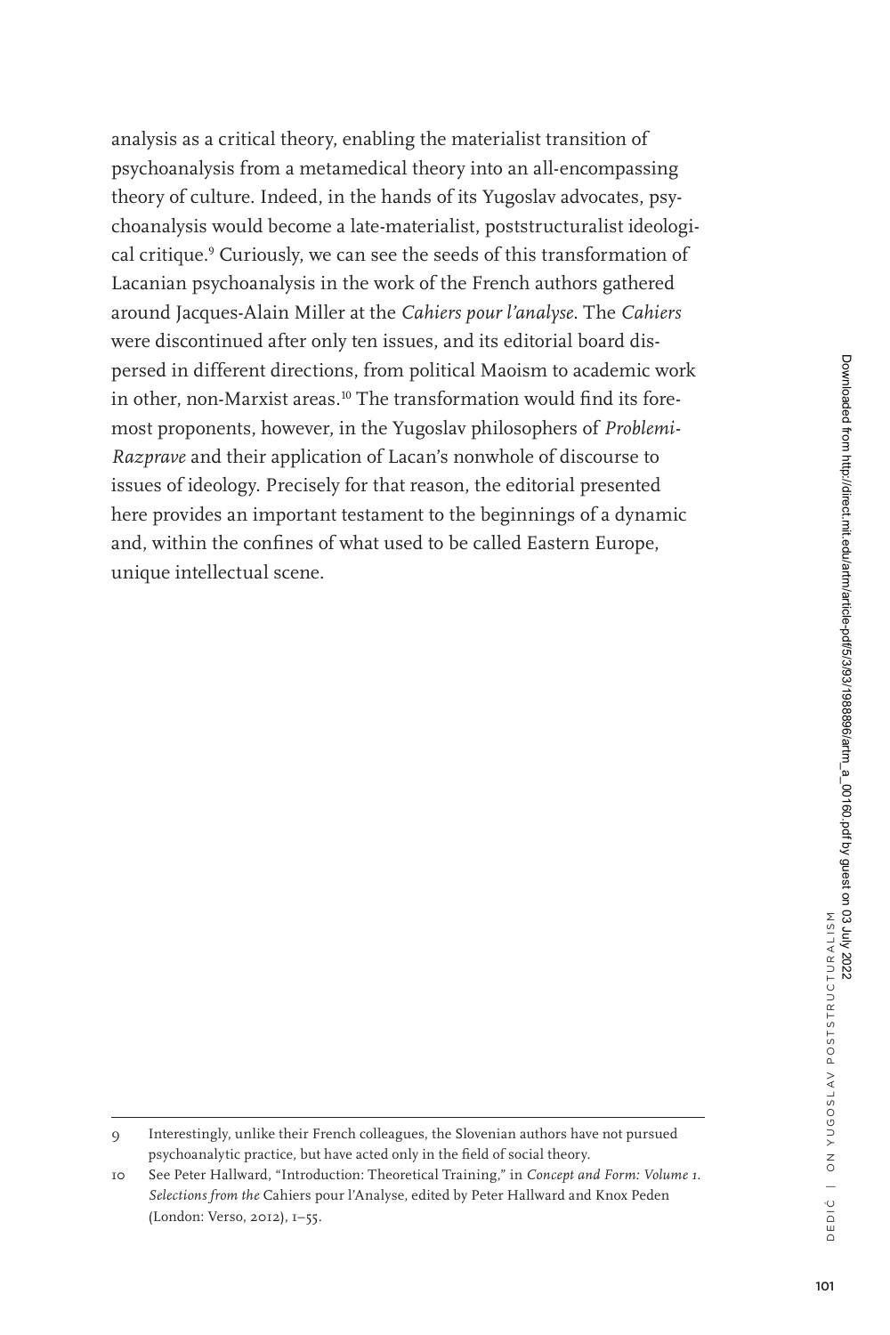analysis as a critical theory, enabling the materialist transition of psychoanalysis from a metamedical theory into an all-encompassing theory of culture. Indeed, in the hands of its Yugoslav advocates, psychoanalysis would become a late-materialist, poststructuralist ideological critique.[9] Curiously, we can see the seeds of this transformation of Lacanian psychoanalysis in the work of the French authors gathered around Jacques-Alain Miller at the *Cahiers pour l'analyse*. The *Cahiers* were discontinued after only ten issues, and its editorial board dispersed in different directions, from political Maoism to academic work in other, non-Marxist areas.[10] The transformation would find its foremost proponents, however, in the Yugoslav philosophers of *Problemi-Razprave* and their application of Lacan's nonwhole of discourse to issues of ideology. Precisely for that reason, the editorial presented here provides an important testament to the beginnings of a dynamic and, within the confines of what used to be called Eastern Europe, unique intellectual scene.

---

9 Interestingly, unlike their French colleagues, the Slovenian authors have not pursued psychoanalytic practice, but have acted only in the field of social theory.

10 See Peter Hallward, "Introduction: Theoretical Training," in *Concept and Form: Volume 1. Selections from the* Cahiers pour l'Analyse, edited by Peter Hallward and Knox Peden (London: Verso, 2012), 1–55.